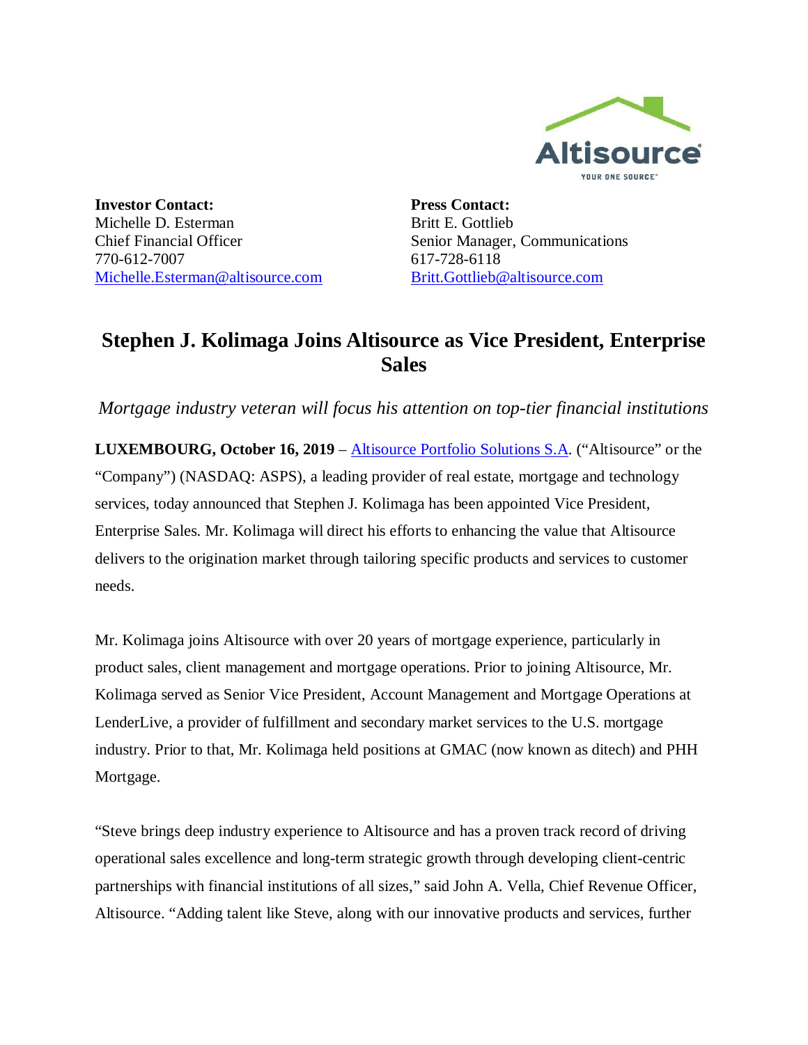**Investor Contact:**
Michelle D. Esterman
Chief Financial Officer
770-612-7007
Michelle.Esterman@altisource.com

**Press Contact:**
Britt E. Gottlieb
Senior Manager, Communications
617-728-6118
Britt.Gottlieb@altisource.com

# Stephen J. Kolimaga Joins Altisource as Vice President, Enterprise Sales

*Mortgage industry veteran will focus his attention on top-tier financial institutions*

**LUXEMBOURG, October 16, 2019** – Altisource Portfolio Solutions S.A. ("Altisource" or the "Company") (NASDAQ: ASPS), a leading provider of real estate, mortgage and technology services, today announced that Stephen J. Kolimaga has been appointed Vice President, Enterprise Sales. Mr. Kolimaga will direct his efforts to enhancing the value that Altisource delivers to the origination market through tailoring specific products and services to customer needs.

Mr. Kolimaga joins Altisource with over 20 years of mortgage experience, particularly in product sales, client management and mortgage operations. Prior to joining Altisource, Mr. Kolimaga served as Senior Vice President, Account Management and Mortgage Operations at LenderLive, a provider of fulfillment and secondary market services to the U.S. mortgage industry. Prior to that, Mr. Kolimaga held positions at GMAC (now known as ditech) and PHH Mortgage.

"Steve brings deep industry experience to Altisource and has a proven track record of driving operational sales excellence and long-term strategic growth through developing client-centric partnerships with financial institutions of all sizes," said John A. Vella, Chief Revenue Officer, Altisource. "Adding talent like Steve, along with our innovative products and services, further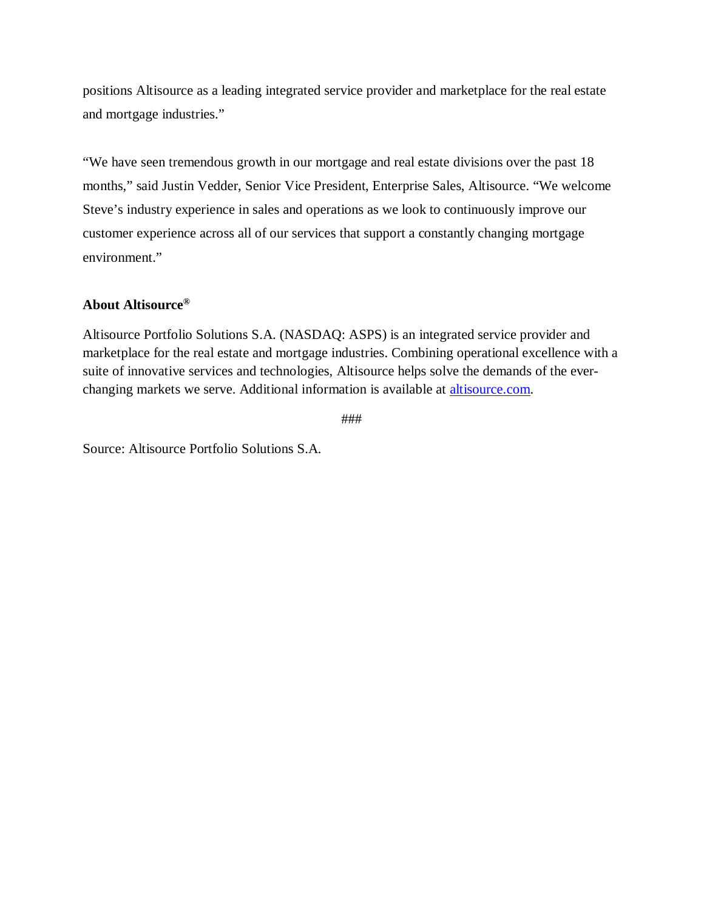positions Altisource as a leading integrated service provider and marketplace for the real estate and mortgage industries."

"We have seen tremendous growth in our mortgage and real estate divisions over the past 18 months," said Justin Vedder, Senior Vice President, Enterprise Sales, Altisource. "We welcome Steve's industry experience in sales and operations as we look to continuously improve our customer experience across all of our services that support a constantly changing mortgage environment."

**About Altisource®**

Altisource Portfolio Solutions S.A. (NASDAQ: ASPS) is an integrated service provider and marketplace for the real estate and mortgage industries. Combining operational excellence with a suite of innovative services and technologies, Altisource helps solve the demands of the ever-changing markets we serve. Additional information is available at altisource.com.

###

Source: Altisource Portfolio Solutions S.A.